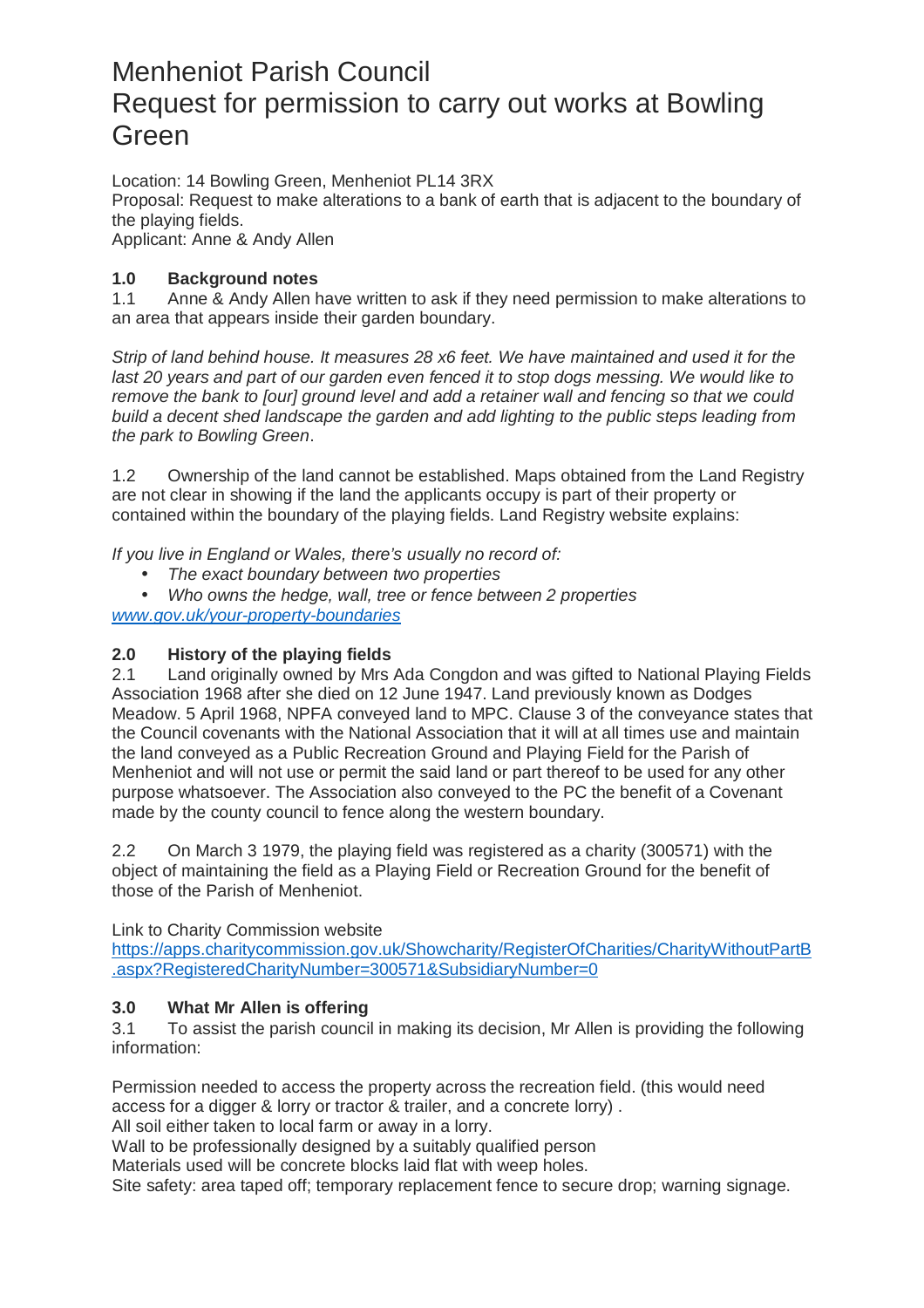# Menheniot Parish Council
# Request for permission to carry out works at Bowling Green

Location: 14 Bowling Green, Menheniot PL14 3RX
Proposal: Request to make alterations to a bank of earth that is adjacent to the boundary of the playing fields.
Applicant: Anne & Andy Allen

## 1.0 Background notes

1.1 Anne & Andy Allen have written to ask if they need permission to make alterations to an area that appears inside their garden boundary.

*Strip of land behind house. It measures 28 x6 feet. We have maintained and used it for the last 20 years and part of our garden even fenced it to stop dogs messing. We would like to remove the bank to [our] ground level and add a retainer wall and fencing so that we could build a decent shed landscape the garden and add lighting to the public steps leading from the park to Bowling Green*.

1.2 Ownership of the land cannot be established. Maps obtained from the Land Registry are not clear in showing if the land the applicants occupy is part of their property or contained within the boundary of the playing fields. Land Registry website explains:

*If you live in England or Wales, there's usually no record of:*

- *The exact boundary between two properties*
- *Who owns the hedge, wall, tree or fence between 2 properties*

*[www.gov.uk/your-property-boundaries](www.gov.uk/your-property-boundaries)*

## 2.0 History of the playing fields

2.1 Land originally owned by Mrs Ada Congdon and was gifted to National Playing Fields Association 1968 after she died on 12 June 1947. Land previously known as Dodges Meadow. 5 April 1968, NPFA conveyed land to MPC. Clause 3 of the conveyance states that the Council covenants with the National Association that it will at all times use and maintain the land conveyed as a Public Recreation Ground and Playing Field for the Parish of Menheniot and will not use or permit the said land or part thereof to be used for any other purpose whatsoever. The Association also conveyed to the PC the benefit of a Covenant made by the county council to fence along the western boundary.

2.2 On March 3 1979, the playing field was registered as a charity (300571) with the object of maintaining the field as a Playing Field or Recreation Ground for the benefit of those of the Parish of Menheniot.

Link to Charity Commission website
[https://apps.charitycommission.gov.uk/Showcharity/RegisterOfCharities/CharityWithoutPartB.aspx?RegisteredCharityNumber=300571&SubsidiaryNumber=0](https://apps.charitycommission.gov.uk/Showcharity/RegisterOfCharities/CharityWithoutPartB.aspx?RegisteredCharityNumber=300571&SubsidiaryNumber=0)

## 3.0 What Mr Allen is offering

3.1 To assist the parish council in making its decision, Mr Allen is providing the following information:

Permission needed to access the property across the recreation field. (this would need access for a digger & lorry or tractor & trailer, and a concrete lorry) .
All soil either taken to local farm or away in a lorry.
Wall to be professionally designed by a suitably qualified person
Materials used will be concrete blocks laid flat with weep holes.
Site safety: area taped off; temporary replacement fence to secure drop; warning signage.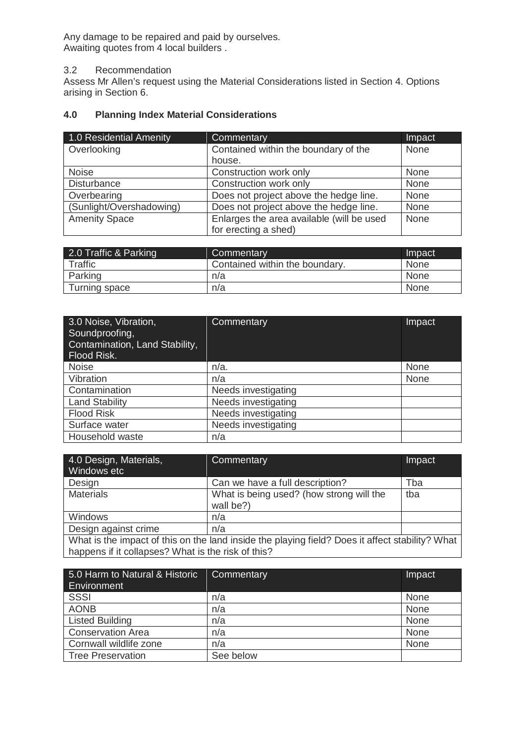Any damage to be repaired and paid by ourselves.
Awaiting quotes from 4 local builders .

3.2 Recommendation
Assess Mr Allen's request using the Material Considerations listed in Section 4. Options arising in Section 6.

## 4.0 Planning Index Material Considerations

| 1.0 Residential Amenity | Commentary | Impact |
|---|---|---|
| Overlooking | Contained within the boundary of the house. | None |
| Noise | Construction work only | None |
| Disturbance | Construction work only | None |
| Overbearing | Does not project above the hedge line. | None |
| (Sunlight/Overshadowing) | Does not project above the hedge line. | None |
| Amenity Space | Enlarges the area available (will be used for erecting a shed) | None |

| 2.0 Traffic & Parking | Commentary | Impact |
|---|---|---|
| Traffic | Contained within the boundary. | None |
| Parking | n/a | None |
| Turning space | n/a | None |

| 3.0 Noise, Vibration, Soundproofing, Contamination, Land Stability, Flood Risk. | Commentary | Impact |
|---|---|---|
| Noise | n/a. | None |
| Vibration | n/a | None |
| Contamination | Needs investigating | |
| Land Stability | Needs investigating | |
| Flood Risk | Needs investigating | |
| Surface water | Needs investigating | |
| Household waste | n/a | |

| 4.0 Design, Materials, Windows etc | Commentary | Impact |
|---|---|---|
| Design | Can we have a full description? | Tba |
| Materials | What is being used? (how strong will the wall be?) | tba |
| Windows | n/a | |
| Design against crime | n/a | |
| What is the impact of this on the land inside the playing field? Does it affect stability? What happens if it collapses? What is the risk of this? | | |

| 5.0 Harm to Natural & Historic Environment | Commentary | Impact |
|---|---|---|
| SSSI | n/a | None |
| AONB | n/a | None |
| Listed Building | n/a | None |
| Conservation Area | n/a | None |
| Cornwall wildlife zone | n/a | None |
| Tree Preservation | See below | |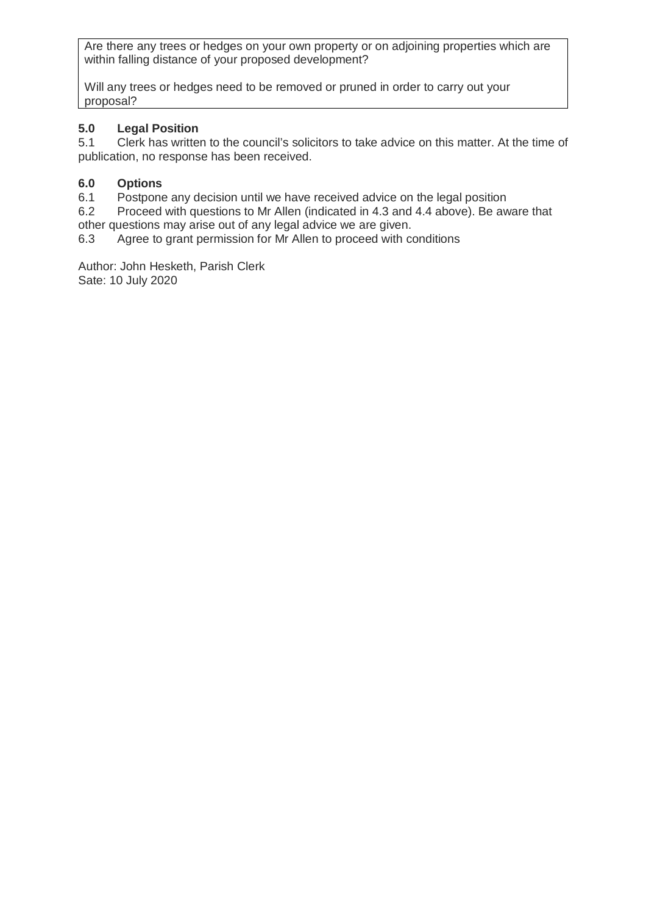Are there any trees or hedges on your own property or on adjoining properties which are within falling distance of your proposed development?

Will any trees or hedges need to be removed or pruned in order to carry out your proposal?

## 5.0 Legal Position

5.1 Clerk has written to the council's solicitors to take advice on this matter. At the time of publication, no response has been received.

## 6.0 Options

6.1 Postpone any decision until we have received advice on the legal position

6.2 Proceed with questions to Mr Allen (indicated in 4.3 and 4.4 above). Be aware that other questions may arise out of any legal advice we are given.

6.3 Agree to grant permission for Mr Allen to proceed with conditions

Author: John Hesketh, Parish Clerk
Sate: 10 July 2020